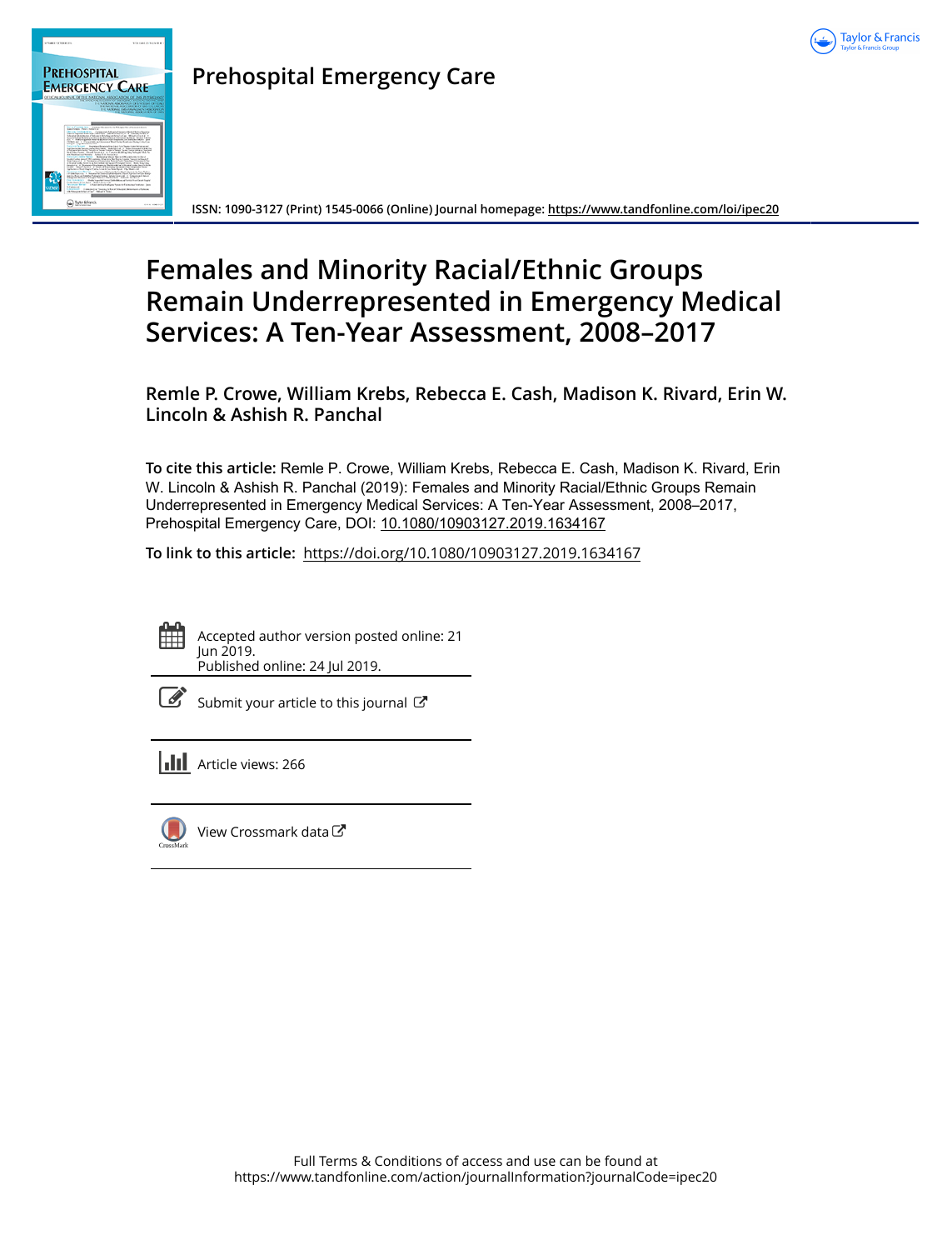# Prehospital Emergency Care

ISSN: 1090-3127 (Print) 1545-0066 (Online) Journal homepage: https://www.tandfonline.com/loi/ipec20

# Females and Minority Racial/Ethnic Groups Remain Underrepresented in Emergency Medical Services: A Ten-Year Assessment, 2008–2017

**Remle P. Crowe, William Krebs, Rebecca E. Cash, Madison K. Rivard, Erin W. Lincoln & Ashish R. Panchal**

**To cite this article:** Remle P. Crowe, William Krebs, Rebecca E. Cash, Madison K. Rivard, Erin W. Lincoln & Ashish R. Panchal (2019): Females and Minority Racial/Ethnic Groups Remain Underrepresented in Emergency Medical Services: A Ten-Year Assessment, 2008–2017, Prehospital Emergency Care, DOI: 10.1080/10903127.2019.1634167

**To link to this article:** https://doi.org/10.1080/10903127.2019.1634167

Accepted author version posted online: 21 Jun 2019.
Published online: 24 Jul 2019.

Submit your article to this journal

Article views: 266

View Crossmark data

Full Terms & Conditions of access and use can be found at
https://www.tandfonline.com/action/journalInformation?journalCode=ipec20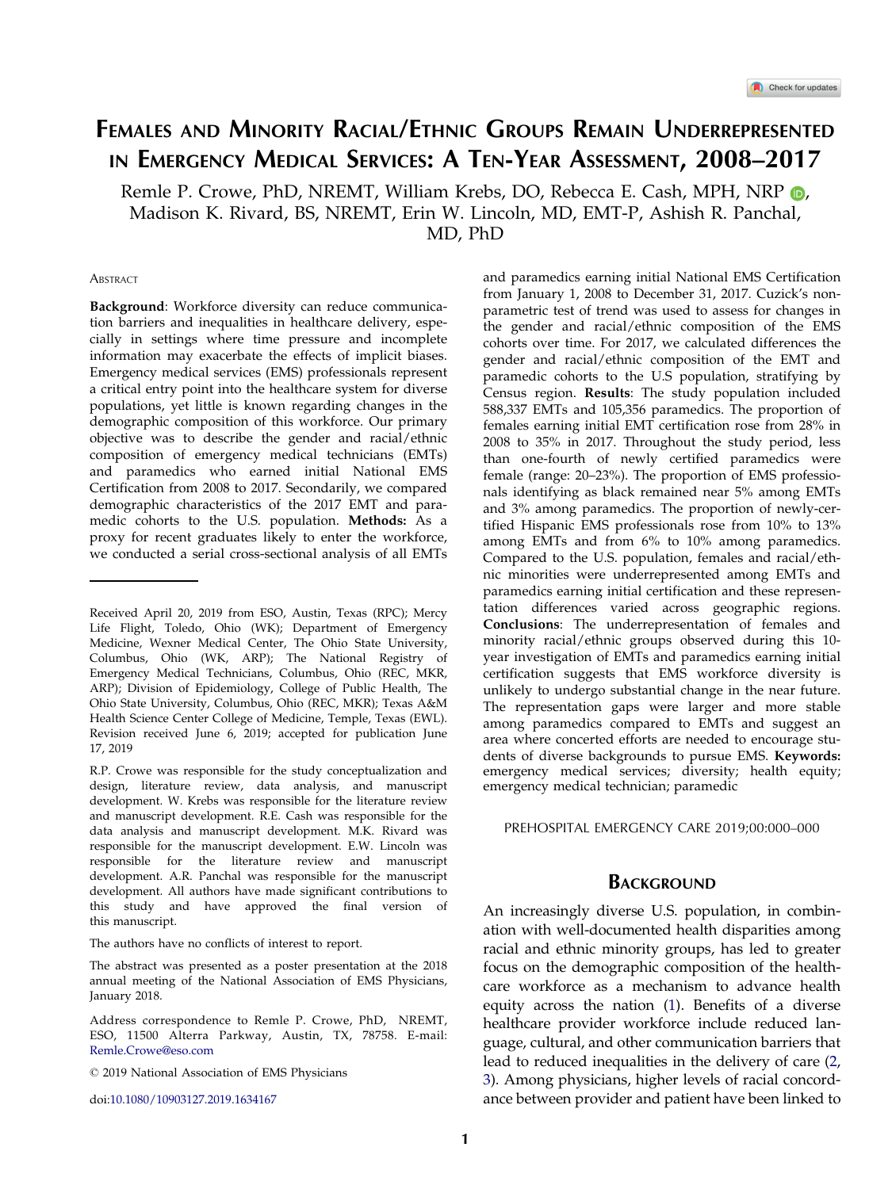# Females and Minority Racial/Ethnic Groups Remain Underrepresented in Emergency Medical Services: A Ten-Year Assessment, 2008–2017

Remle P. Crowe, PhD, NREMT, William Krebs, DO, Rebecca E. Cash, MPH, NRP, Madison K. Rivard, BS, NREMT, Erin W. Lincoln, MD, EMT-P, Ashish R. Panchal, MD, PhD

## Abstract

**Background**: Workforce diversity can reduce communication barriers and inequalities in healthcare delivery, especially in settings where time pressure and incomplete information may exacerbate the effects of implicit biases. Emergency medical services (EMS) professionals represent a critical entry point into the healthcare system for diverse populations, yet little is known regarding changes in the demographic composition of this workforce. Our primary objective was to describe the gender and racial/ethnic composition of emergency medical technicians (EMTs) and paramedics who earned initial National EMS Certification from 2008 to 2017. Secondarily, we compared demographic characteristics of the 2017 EMT and paramedic cohorts to the U.S. population. **Methods:** As a proxy for recent graduates likely to enter the workforce, we conducted a serial cross-sectional analysis of all EMTs and paramedics earning initial National EMS Certification from January 1, 2008 to December 31, 2017. Cuzick's nonparametric test of trend was used to assess for changes in the gender and racial/ethnic composition of the EMS cohorts over time. For 2017, we calculated differences the gender and racial/ethnic composition of the EMT and paramedic cohorts to the U.S population, stratifying by Census region. **Results**: The study population included 588,337 EMTs and 105,356 paramedics. The proportion of females earning initial EMT certification rose from 28% in 2008 to 35% in 2017. Throughout the study period, less than one-fourth of newly certified paramedics were female (range: 20–23%). The proportion of EMS professionals identifying as black remained near 5% among EMTs and 3% among paramedics. The proportion of newly-certified Hispanic EMS professionals rose from 10% to 13% among EMTs and from 6% to 10% among paramedics. Compared to the U.S. population, females and racial/ethnic minorities were underrepresented among EMTs and paramedics earning initial certification and these representation differences varied across geographic regions. **Conclusions**: The underrepresentation of females and minority racial/ethnic groups observed during this 10-year investigation of EMTs and paramedics earning initial certification suggests that EMS workforce diversity is unlikely to undergo substantial change in the near future. The representation gaps were larger and more stable among paramedics compared to EMTs and suggest an area where concerted efforts are needed to encourage students of diverse backgrounds to pursue EMS. **Keywords:** emergency medical services; diversity; health equity; emergency medical technician; paramedic

PREHOSPITAL EMERGENCY CARE 2019;00:000–000

Received April 20, 2019 from ESO, Austin, Texas (RPC); Mercy Life Flight, Toledo, Ohio (WK); Department of Emergency Medicine, Wexner Medical Center, The Ohio State University, Columbus, Ohio (WK, ARP); The National Registry of Emergency Medical Technicians, Columbus, Ohio (REC, MKR, ARP); Division of Epidemiology, College of Public Health, The Ohio State University, Columbus, Ohio (REC, MKR); Texas A&M Health Science Center College of Medicine, Temple, Texas (EWL). Revision received June 6, 2019; accepted for publication June 17, 2019

R.P. Crowe was responsible for the study conceptualization and design, literature review, data analysis, and manuscript development. W. Krebs was responsible for the literature review and manuscript development. R.E. Cash was responsible for the data analysis and manuscript development. M.K. Rivard was responsible for the manuscript development. E.W. Lincoln was responsible for the literature review and manuscript development. A.R. Panchal was responsible for the manuscript development. All authors have made significant contributions to this study and have approved the final version of this manuscript.

The authors have no conflicts of interest to report.

The abstract was presented as a poster presentation at the 2018 annual meeting of the National Association of EMS Physicians, January 2018.

Address correspondence to Remle P. Crowe, PhD, NREMT, ESO, 11500 Alterra Parkway, Austin, TX, 78758. E-mail: Remle.Crowe@eso.com

© 2019 National Association of EMS Physicians

doi:10.1080/10903127.2019.1634167

## Background

An increasingly diverse U.S. population, in combination with well-documented health disparities among racial and ethnic minority groups, has led to greater focus on the demographic composition of the healthcare workforce as a mechanism to advance health equity across the nation (1). Benefits of a diverse healthcare provider workforce include reduced language, cultural, and other communication barriers that lead to reduced inequalities in the delivery of care (2, 3). Among physicians, higher levels of racial concordance between provider and patient have been linked to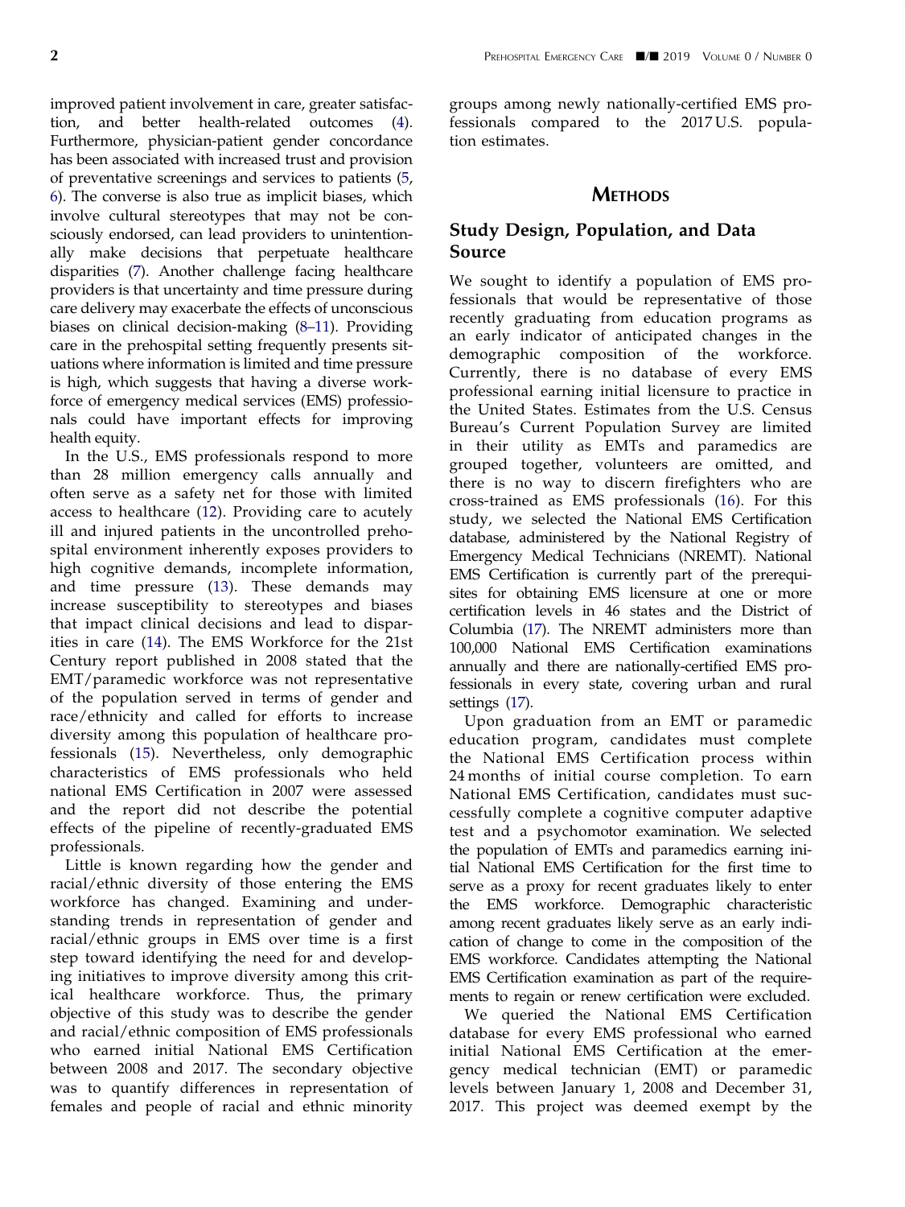improved patient involvement in care, greater satisfaction, and better health-related outcomes (4). Furthermore, physician-patient gender concordance has been associated with increased trust and provision of preventative screenings and services to patients (5, 6). The converse is also true as implicit biases, which involve cultural stereotypes that may not be consciously endorsed, can lead providers to unintentionally make decisions that perpetuate healthcare disparities (7). Another challenge facing healthcare providers is that uncertainty and time pressure during care delivery may exacerbate the effects of unconscious biases on clinical decision-making (8–11). Providing care in the prehospital setting frequently presents situations where information is limited and time pressure is high, which suggests that having a diverse workforce of emergency medical services (EMS) professionals could have important effects for improving health equity.

In the U.S., EMS professionals respond to more than 28 million emergency calls annually and often serve as a safety net for those with limited access to healthcare (12). Providing care to acutely ill and injured patients in the uncontrolled prehospital environment inherently exposes providers to high cognitive demands, incomplete information, and time pressure (13). These demands may increase susceptibility to stereotypes and biases that impact clinical decisions and lead to disparities in care (14). The EMS Workforce for the 21st Century report published in 2008 stated that the EMT/paramedic workforce was not representative of the population served in terms of gender and race/ethnicity and called for efforts to increase diversity among this population of healthcare professionals (15). Nevertheless, only demographic characteristics of EMS professionals who held national EMS Certification in 2007 were assessed and the report did not describe the potential effects of the pipeline of recently-graduated EMS professionals.

Little is known regarding how the gender and racial/ethnic diversity of those entering the EMS workforce has changed. Examining and understanding trends in representation of gender and racial/ethnic groups in EMS over time is a first step toward identifying the need for and developing initiatives to improve diversity among this critical healthcare workforce. Thus, the primary objective of this study was to describe the gender and racial/ethnic composition of EMS professionals who earned initial National EMS Certification between 2008 and 2017. The secondary objective was to quantify differences in representation of females and people of racial and ethnic minority groups among newly nationally-certified EMS professionals compared to the 2017 U.S. population estimates.

## Methods

### Study Design, Population, and Data Source

We sought to identify a population of EMS professionals that would be representative of those recently graduating from education programs as an early indicator of anticipated changes in the demographic composition of the workforce. Currently, there is no database of every EMS professional earning initial licensure to practice in the United States. Estimates from the U.S. Census Bureau's Current Population Survey are limited in their utility as EMTs and paramedics are grouped together, volunteers are omitted, and there is no way to discern firefighters who are cross-trained as EMS professionals (16). For this study, we selected the National EMS Certification database, administered by the National Registry of Emergency Medical Technicians (NREMT). National EMS Certification is currently part of the prerequisites for obtaining EMS licensure at one or more certification levels in 46 states and the District of Columbia (17). The NREMT administers more than 100,000 National EMS Certification examinations annually and there are nationally-certified EMS professionals in every state, covering urban and rural settings (17).

Upon graduation from an EMT or paramedic education program, candidates must complete the National EMS Certification process within 24 months of initial course completion. To earn National EMS Certification, candidates must successfully complete a cognitive computer adaptive test and a psychomotor examination. We selected the population of EMTs and paramedics earning initial National EMS Certification for the first time to serve as a proxy for recent graduates likely to enter the EMS workforce. Demographic characteristic among recent graduates likely serve as an early indication of change to come in the composition of the EMS workforce. Candidates attempting the National EMS Certification examination as part of the requirements to regain or renew certification were excluded.

We queried the National EMS Certification database for every EMS professional who earned initial National EMS Certification at the emergency medical technician (EMT) or paramedic levels between January 1, 2008 and December 31, 2017. This project was deemed exempt by the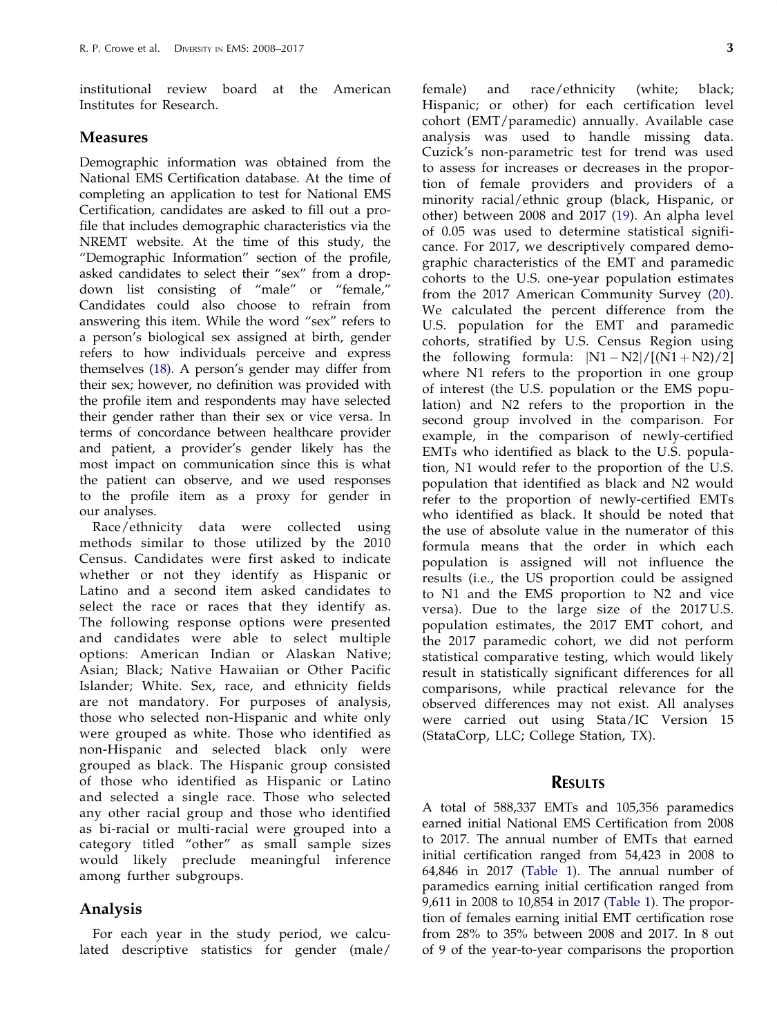institutional review board at the American Institutes for Research.

## Measures

Demographic information was obtained from the National EMS Certification database. At the time of completing an application to test for National EMS Certification, candidates are asked to fill out a profile that includes demographic characteristics via the NREMT website. At the time of this study, the "Demographic Information" section of the profile, asked candidates to select their "sex" from a drop-down list consisting of "male" or "female," Candidates could also choose to refrain from answering this item. While the word "sex" refers to a person's biological sex assigned at birth, gender refers to how individuals perceive and express themselves (18). A person's gender may differ from their sex; however, no definition was provided with the profile item and respondents may have selected their gender rather than their sex or vice versa. In terms of concordance between healthcare provider and patient, a provider's gender likely has the most impact on communication since this is what the patient can observe, and we used responses to the profile item as a proxy for gender in our analyses.

Race/ethnicity data were collected using methods similar to those utilized by the 2010 Census. Candidates were first asked to indicate whether or not they identify as Hispanic or Latino and a second item asked candidates to select the race or races that they identify as. The following response options were presented and candidates were able to select multiple options: American Indian or Alaskan Native; Asian; Black; Native Hawaiian or Other Pacific Islander; White. Sex, race, and ethnicity fields are not mandatory. For purposes of analysis, those who selected non-Hispanic and white only were grouped as white. Those who identified as non-Hispanic and selected black only were grouped as black. The Hispanic group consisted of those who identified as Hispanic or Latino and selected a single race. Those who selected any other racial group and those who identified as bi-racial or multi-racial were grouped into a category titled "other" as small sample sizes would likely preclude meaningful inference among further subgroups.

## Analysis

For each year in the study period, we calculated descriptive statistics for gender (male/female) and race/ethnicity (white; black; Hispanic; or other) for each certification level cohort (EMT/paramedic) annually. Available case analysis was used to handle missing data. Cuzick's non-parametric test for trend was used to assess for increases or decreases in the proportion of female providers and providers of a minority racial/ethnic group (black, Hispanic, or other) between 2008 and 2017 (19). An alpha level of 0.05 was used to determine statistical significance. For 2017, we descriptively compared demographic characteristics of the EMT and paramedic cohorts to the U.S. one-year population estimates from the 2017 American Community Survey (20). We calculated the percent difference from the U.S. population for the EMT and paramedic cohorts, stratified by U.S. Census Region using the following formula: $|N1-N2|/[(N1+N2)/2]$ where N1 refers to the proportion in one group of interest (the U.S. population or the EMS population) and N2 refers to the proportion in the second group involved in the comparison. For example, in the comparison of newly-certified EMTs who identified as black to the U.S. population, N1 would refer to the proportion of the U.S. population that identified as black and N2 would refer to the proportion of newly-certified EMTs who identified as black. It should be noted that the use of absolute value in the numerator of this formula means that the order in which each population is assigned will not influence the results (i.e., the US proportion could be assigned to N1 and the EMS proportion to N2 and vice versa). Due to the large size of the 2017 U.S. population estimates, the 2017 EMT cohort, and the 2017 paramedic cohort, we did not perform statistical comparative testing, which would likely result in statistically significant differences for all comparisons, while practical relevance for the observed differences may not exist. All analyses were carried out using Stata/IC Version 15 (StataCorp, LLC; College Station, TX).

## Results

A total of 588,337 EMTs and 105,356 paramedics earned initial National EMS Certification from 2008 to 2017. The annual number of EMTs that earned initial certification ranged from 54,423 in 2008 to 64,846 in 2017 (Table 1). The annual number of paramedics earning initial certification ranged from 9,611 in 2008 to 10,854 in 2017 (Table 1). The proportion of females earning initial EMT certification rose from 28% to 35% between 2008 and 2017. In 8 out of 9 of the year-to-year comparisons the proportion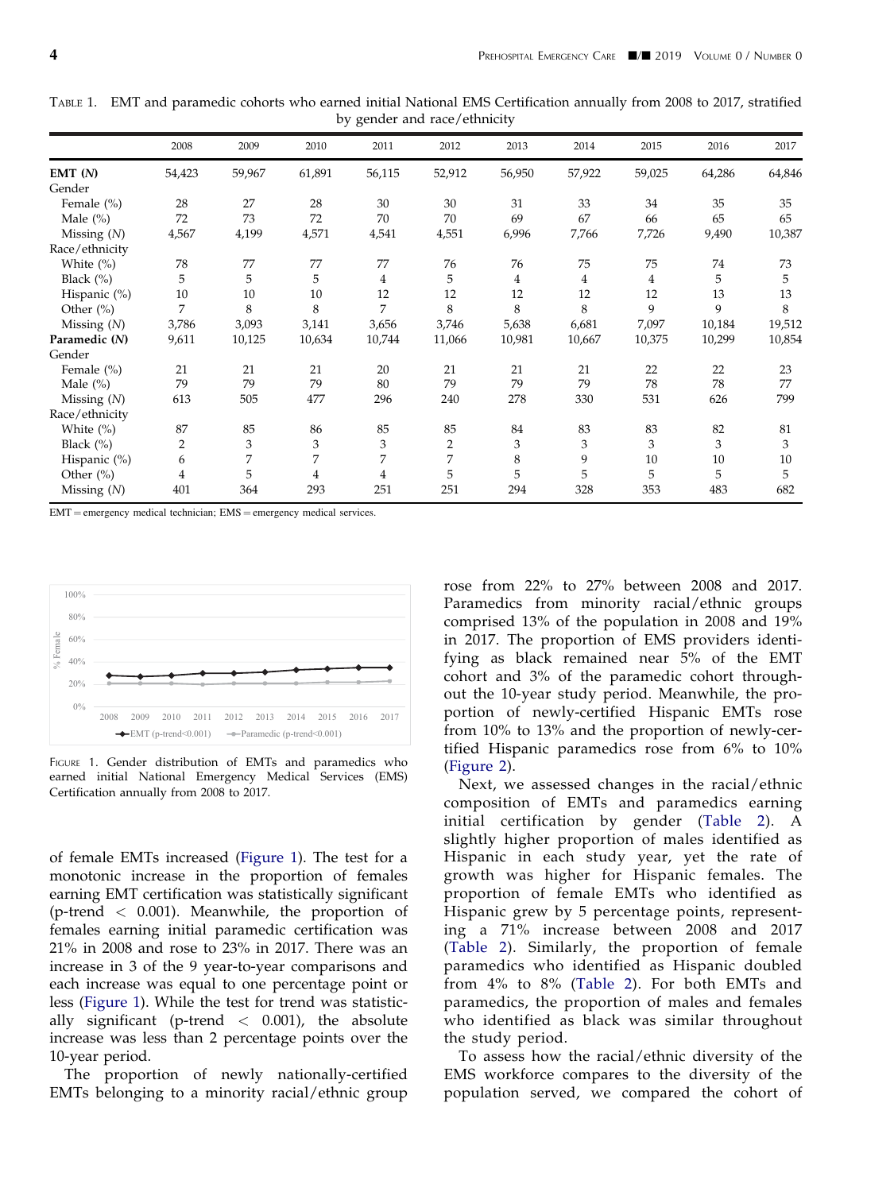Table 1. EMT and paramedic cohorts who earned initial National EMS Certification annually from 2008 to 2017, stratified by gender and race/ethnicity

| | 2008 | 2009 | 2010 | 2011 | 2012 | 2013 | 2014 | 2015 | 2016 | 2017 |
|---|---|---|---|---|---|---|---|---|---|---|
| **EMT (N)** | 54,423 | 59,967 | 61,891 | 56,115 | 52,912 | 56,950 | 57,922 | 59,025 | 64,286 | 64,846 |
| Gender | | | | | | | | | | |
| Female (%) | 28 | 27 | 28 | 30 | 30 | 31 | 33 | 34 | 35 | 35 |
| Male (%) | 72 | 73 | 72 | 70 | 70 | 69 | 67 | 66 | 65 | 65 |
| Missing (N) | 4,567 | 4,199 | 4,571 | 4,541 | 4,551 | 6,996 | 7,766 | 7,726 | 9,490 | 10,387 |
| Race/ethnicity | | | | | | | | | | |
| White (%) | 78 | 77 | 77 | 77 | 76 | 76 | 75 | 75 | 74 | 73 |
| Black (%) | 5 | 5 | 5 | 4 | 5 | 4 | 4 | 4 | 5 | 5 |
| Hispanic (%) | 10 | 10 | 10 | 12 | 12 | 12 | 12 | 12 | 13 | 13 |
| Other (%) | 7 | 8 | 8 | 7 | 8 | 8 | 8 | 9 | 9 | 8 |
| Missing (N) | 3,786 | 3,093 | 3,141 | 3,656 | 3,746 | 5,638 | 6,681 | 7,097 | 10,184 | 19,512 |
| **Paramedic (N)** | 9,611 | 10,125 | 10,634 | 10,744 | 11,066 | 10,981 | 10,667 | 10,375 | 10,299 | 10,854 |
| Gender | | | | | | | | | | |
| Female (%) | 21 | 21 | 21 | 20 | 21 | 21 | 21 | 22 | 22 | 23 |
| Male (%) | 79 | 79 | 79 | 80 | 79 | 79 | 79 | 78 | 78 | 77 |
| Missing (N) | 613 | 505 | 477 | 296 | 240 | 278 | 330 | 531 | 626 | 799 |
| Race/ethnicity | | | | | | | | | | |
| White (%) | 87 | 85 | 86 | 85 | 85 | 84 | 83 | 83 | 82 | 81 |
| Black (%) | 2 | 3 | 3 | 3 | 2 | 3 | 3 | 3 | 3 | 3 |
| Hispanic (%) | 6 | 7 | 7 | 7 | 7 | 8 | 9 | 10 | 10 | 10 |
| Other (%) | 4 | 5 | 4 | 4 | 5 | 5 | 5 | 5 | 5 | 5 |
| Missing (N) | 401 | 364 | 293 | 251 | 251 | 294 | 328 | 353 | 483 | 682 |

EMT = emergency medical technician; EMS = emergency medical services.

Figure 1. Gender distribution of EMTs and paramedics who earned initial National Emergency Medical Services (EMS) Certification annually from 2008 to 2017.

of female EMTs increased (Figure 1). The test for a monotonic increase in the proportion of females earning EMT certification was statistically significant (p-trend $< 0.001$). Meanwhile, the proportion of females earning initial paramedic certification was 21% in 2008 and rose to 23% in 2017. There was an increase in 3 of the 9 year-to-year comparisons and each increase was equal to one percentage point or less (Figure 1). While the test for trend was statistically significant (p-trend $< 0.001$), the absolute increase was less than 2 percentage points over the 10-year period.

The proportion of newly nationally-certified EMTs belonging to a minority racial/ethnic group rose from 22% to 27% between 2008 and 2017. Paramedics from minority racial/ethnic groups comprised 13% of the population in 2008 and 19% in 2017. The proportion of EMS providers identifying as black remained near 5% of the EMT cohort and 3% of the paramedic cohort throughout the 10-year study period. Meanwhile, the proportion of newly-certified Hispanic EMTs rose from 10% to 13% and the proportion of newly-certified Hispanic paramedics rose from 6% to 10% (Figure 2).

Next, we assessed changes in the racial/ethnic composition of EMTs and paramedics earning initial certification by gender (Table 2). A slightly higher proportion of males identified as Hispanic in each study year, yet the rate of growth was higher for Hispanic females. The proportion of female EMTs who identified as Hispanic grew by 5 percentage points, representing a 71% increase between 2008 and 2017 (Table 2). Similarly, the proportion of female paramedics who identified as Hispanic doubled from 4% to 8% (Table 2). For both EMTs and paramedics, the proportion of males and females who identified as black was similar throughout the study period.

To assess how the racial/ethnic diversity of the EMS workforce compares to the diversity of the population served, we compared the cohort of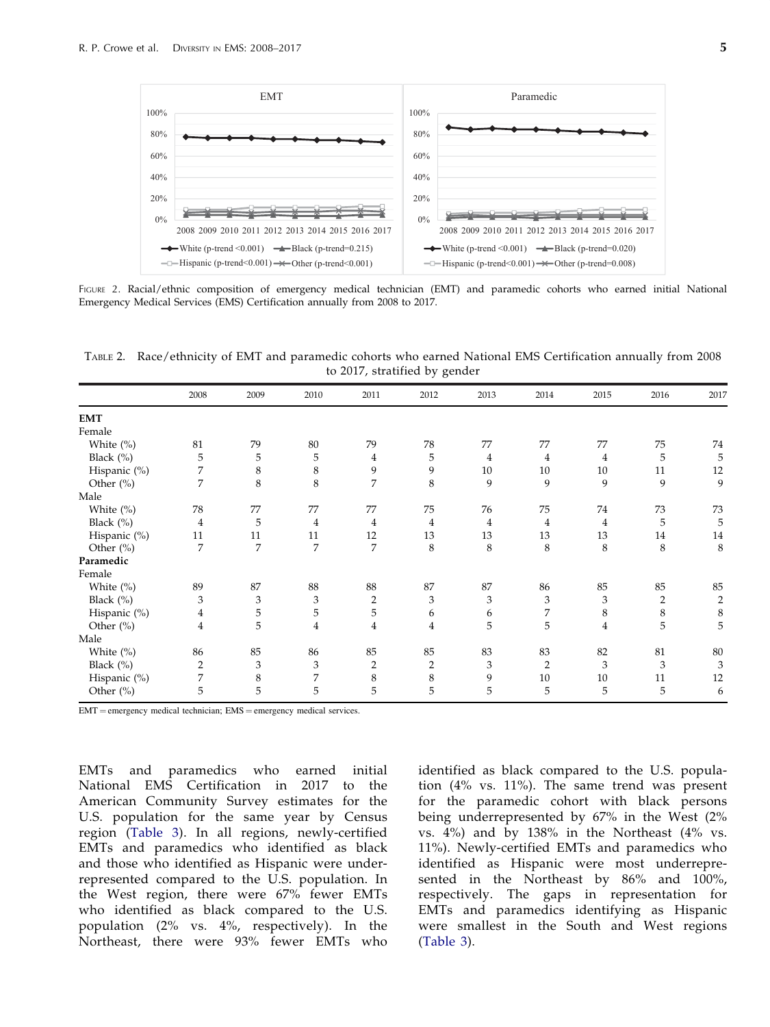FIGURE 2. Racial/ethnic composition of emergency medical technician (EMT) and paramedic cohorts who earned initial National Emergency Medical Services (EMS) Certification annually from 2008 to 2017.

TABLE 2. Race/ethnicity of EMT and paramedic cohorts who earned National EMS Certification annually from 2008 to 2017, stratified by gender

| | 2008 | 2009 | 2010 | 2011 | 2012 | 2013 | 2014 | 2015 | 2016 | 2017 |
|---|---|---|---|---|---|---|---|---|---|---|
| **EMT** | | | | | | | | | | |
| Female | | | | | | | | | | |
| White (%) | 81 | 79 | 80 | 79 | 78 | 77 | 77 | 77 | 75 | 74 |
| Black (%) | 5 | 5 | 5 | 4 | 5 | 4 | 4 | 4 | 5 | 5 |
| Hispanic (%) | 7 | 8 | 8 | 9 | 9 | 10 | 10 | 10 | 11 | 12 |
| Other (%) | 7 | 8 | 8 | 7 | 8 | 9 | 9 | 9 | 9 | 9 |
| Male | | | | | | | | | | |
| White (%) | 78 | 77 | 77 | 77 | 75 | 76 | 75 | 74 | 73 | 73 |
| Black (%) | 4 | 5 | 4 | 4 | 4 | 4 | 4 | 4 | 5 | 5 |
| Hispanic (%) | 11 | 11 | 11 | 12 | 13 | 13 | 13 | 13 | 14 | 14 |
| Other (%) | 7 | 7 | 7 | 7 | 8 | 8 | 8 | 8 | 8 | 8 |
| **Paramedic** | | | | | | | | | | |
| Female | | | | | | | | | | |
| White (%) | 89 | 87 | 88 | 88 | 87 | 87 | 86 | 85 | 85 | 85 |
| Black (%) | 3 | 3 | 3 | 2 | 3 | 3 | 3 | 3 | 2 | 2 |
| Hispanic (%) | 4 | 5 | 5 | 5 | 6 | 6 | 7 | 8 | 8 | 8 |
| Other (%) | 4 | 5 | 4 | 4 | 4 | 5 | 5 | 4 | 5 | 5 |
| Male | | | | | | | | | | |
| White (%) | 86 | 85 | 86 | 85 | 85 | 83 | 83 | 82 | 81 | 80 |
| Black (%) | 2 | 3 | 3 | 2 | 2 | 3 | 2 | 3 | 3 | 3 |
| Hispanic (%) | 7 | 8 | 7 | 8 | 8 | 9 | 10 | 10 | 11 | 12 |
| Other (%) | 5 | 5 | 5 | 5 | 5 | 5 | 5 | 5 | 5 | 6 |

EMT = emergency medical technician; EMS = emergency medical services.

EMTs and paramedics who earned initial National EMS Certification in 2017 to the American Community Survey estimates for the U.S. population for the same year by Census region (Table 3). In all regions, newly-certified EMTs and paramedics who identified as black and those who identified as Hispanic were underrepresented compared to the U.S. population. In the West region, there were 67% fewer EMTs who identified as black compared to the U.S. population (2% vs. 4%, respectively). In the Northeast, there were 93% fewer EMTs who identified as black compared to the U.S. population (4% vs. 11%). The same trend was present for the paramedic cohort with black persons being underrepresented by 67% in the West (2% vs. 4%) and by 138% in the Northeast (4% vs. 11%). Newly-certified EMTs and paramedics who identified as Hispanic were most underrepresented in the Northeast by 86% and 100%, respectively. The gaps in representation for EMTs and paramedics identifying as Hispanic were smallest in the South and West regions (Table 3).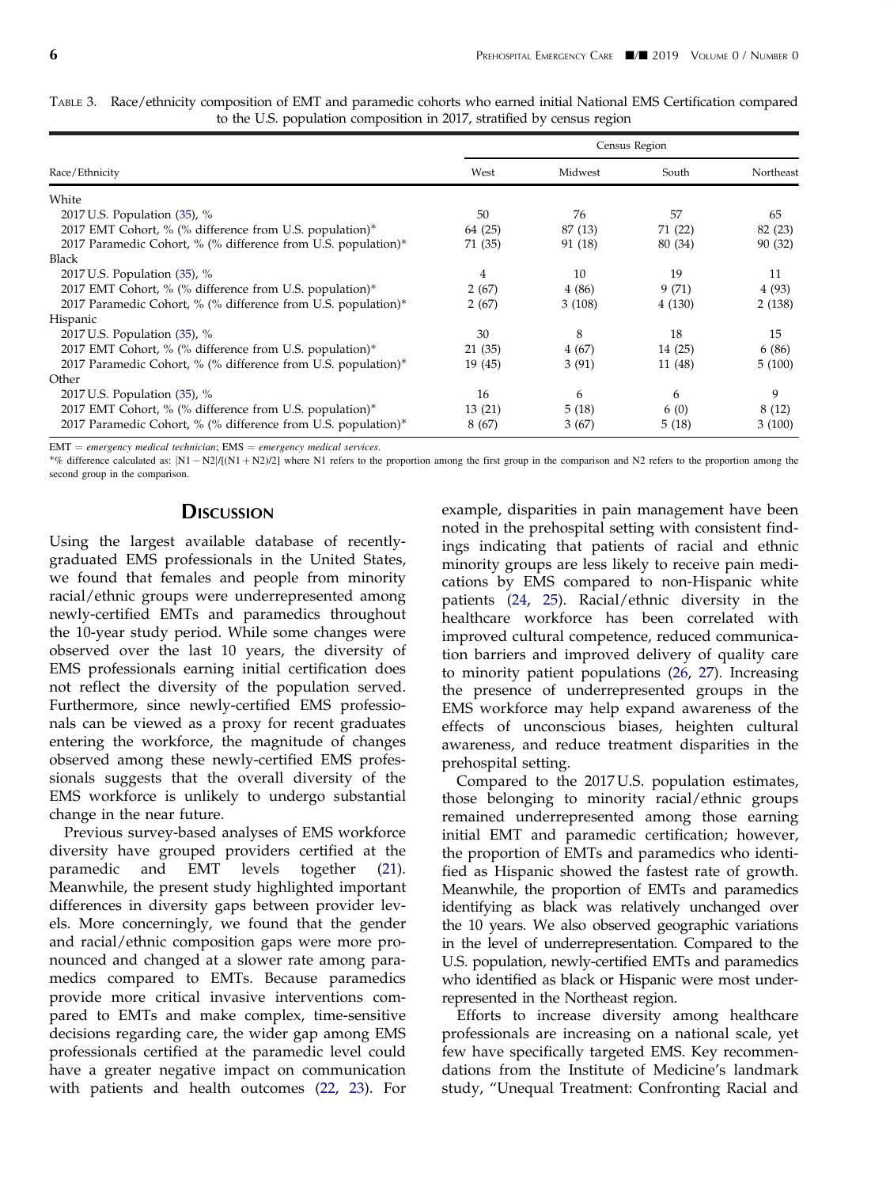TABLE 3. Race/ethnicity composition of EMT and paramedic cohorts who earned initial National EMS Certification compared to the U.S. population composition in 2017, stratified by census region

| Race/Ethnicity | Census Region | | | |
|---|---|---|---|---|
| | West | Midwest | South | Northeast |
| White | | | | |
| 2017 U.S. Population (35), % | 50 | 76 | 57 | 65 |
| 2017 EMT Cohort, % (% difference from U.S. population)* | 64 (25) | 87 (13) | 71 (22) | 82 (23) |
| 2017 Paramedic Cohort, % (% difference from U.S. population)* | 71 (35) | 91 (18) | 80 (34) | 90 (32) |
| Black | | | | |
| 2017 U.S. Population (35), % | 4 | 10 | 19 | 11 |
| 2017 EMT Cohort, % (% difference from U.S. population)* | 2 (67) | 4 (86) | 9 (71) | 4 (93) |
| 2017 Paramedic Cohort, % (% difference from U.S. population)* | 2 (67) | 3 (108) | 4 (130) | 2 (138) |
| Hispanic | | | | |
| 2017 U.S. Population (35), % | 30 | 8 | 18 | 15 |
| 2017 EMT Cohort, % (% difference from U.S. population)* | 21 (35) | 4 (67) | 14 (25) | 6 (86) |
| 2017 Paramedic Cohort, % (% difference from U.S. population)* | 19 (45) | 3 (91) | 11 (48) | 5 (100) |
| Other | | | | |
| 2017 U.S. Population (35), % | 16 | 6 | 6 | 9 |
| 2017 EMT Cohort, % (% difference from U.S. population)* | 13 (21) | 5 (18) | 6 (0) | 8 (12) |
| 2017 Paramedic Cohort, % (% difference from U.S. population)* | 8 (67) | 3 (67) | 5 (18) | 3 (100) |

EMT = *emergency medical technician*; EMS = *emergency medical services*.

*% difference calculated as: $|N1 - N2|/[(N1 + N2)/2]$ where N1 refers to the proportion among the first group in the comparison and N2 refers to the proportion among the second group in the comparison.

## Discussion

Using the largest available database of recently-graduated EMS professionals in the United States, we found that females and people from minority racial/ethnic groups were underrepresented among newly-certified EMTs and paramedics throughout the 10-year study period. While some changes were observed over the last 10 years, the diversity of EMS professionals earning initial certification does not reflect the diversity of the population served. Furthermore, since newly-certified EMS professionals can be viewed as a proxy for recent graduates entering the workforce, the magnitude of changes observed among these newly-certified EMS professionals suggests that the overall diversity of the EMS workforce is unlikely to undergo substantial change in the near future.

Previous survey-based analyses of EMS workforce diversity have grouped providers certified at the paramedic and EMT levels together (21). Meanwhile, the present study highlighted important differences in diversity gaps between provider levels. More concerningly, we found that the gender and racial/ethnic composition gaps were more pronounced and changed at a slower rate among paramedics compared to EMTs. Because paramedics provide more critical invasive interventions compared to EMTs and make complex, time-sensitive decisions regarding care, the wider gap among EMS professionals certified at the paramedic level could have a greater negative impact on communication with patients and health outcomes (22, 23). For example, disparities in pain management have been noted in the prehospital setting with consistent findings indicating that patients of racial and ethnic minority groups are less likely to receive pain medications by EMS compared to non-Hispanic white patients (24, 25). Racial/ethnic diversity in the healthcare workforce has been correlated with improved cultural competence, reduced communication barriers and improved delivery of quality care to minority patient populations (26, 27). Increasing the presence of underrepresented groups in the EMS workforce may help expand awareness of the effects of unconscious biases, heighten cultural awareness, and reduce treatment disparities in the prehospital setting.

Compared to the 2017 U.S. population estimates, those belonging to minority racial/ethnic groups remained underrepresented among those earning initial EMT and paramedic certification; however, the proportion of EMTs and paramedics who identified as Hispanic showed the fastest rate of growth. Meanwhile, the proportion of EMTs and paramedics identifying as black was relatively unchanged over the 10 years. We also observed geographic variations in the level of underrepresentation. Compared to the U.S. population, newly-certified EMTs and paramedics who identified as black or Hispanic were most underrepresented in the Northeast region.

Efforts to increase diversity among healthcare professionals are increasing on a national scale, yet few have specifically targeted EMS. Key recommendations from the Institute of Medicine's landmark study, "Unequal Treatment: Confronting Racial and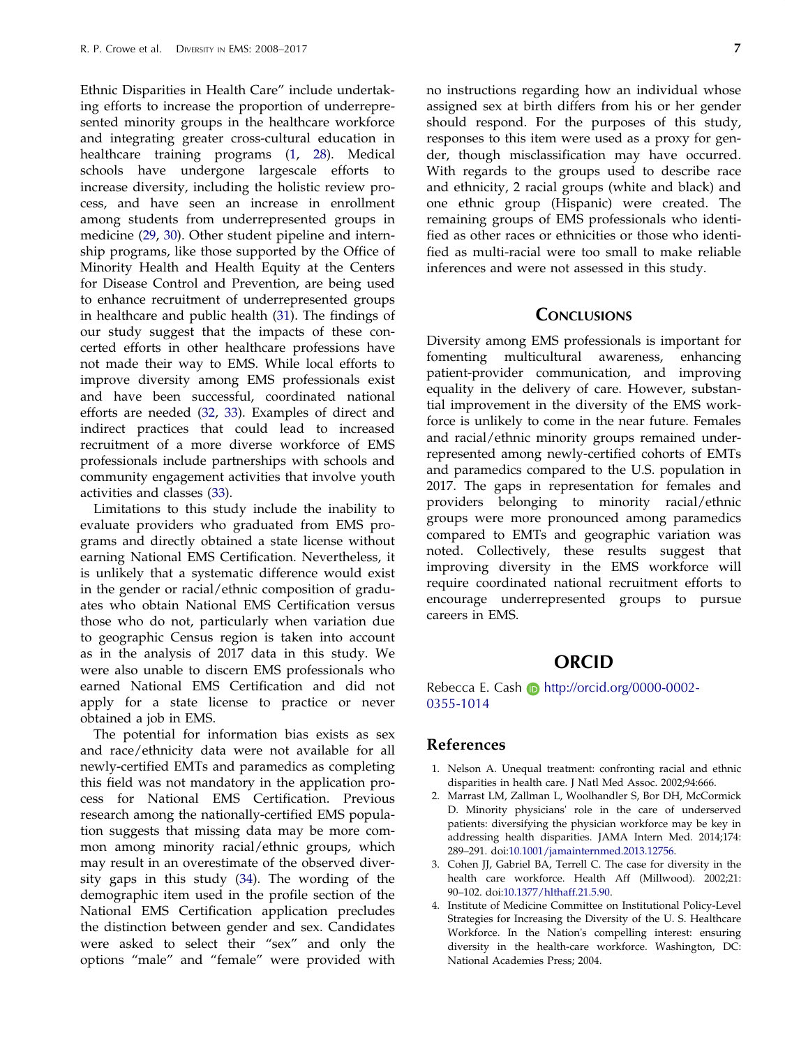Ethnic Disparities in Health Care" include undertaking efforts to increase the proportion of underrepresented minority groups in the healthcare workforce and integrating greater cross-cultural education in healthcare training programs (1, 28). Medical schools have undergone largescale efforts to increase diversity, including the holistic review process, and have seen an increase in enrollment among students from underrepresented groups in medicine (29, 30). Other student pipeline and internship programs, like those supported by the Office of Minority Health and Health Equity at the Centers for Disease Control and Prevention, are being used to enhance recruitment of underrepresented groups in healthcare and public health (31). The findings of our study suggest that the impacts of these concerted efforts in other healthcare professions have not made their way to EMS. While local efforts to improve diversity among EMS professionals exist and have been successful, coordinated national efforts are needed (32, 33). Examples of direct and indirect practices that could lead to increased recruitment of a more diverse workforce of EMS professionals include partnerships with schools and community engagement activities that involve youth activities and classes (33).

Limitations to this study include the inability to evaluate providers who graduated from EMS programs and directly obtained a state license without earning National EMS Certification. Nevertheless, it is unlikely that a systematic difference would exist in the gender or racial/ethnic composition of graduates who obtain National EMS Certification versus those who do not, particularly when variation due to geographic Census region is taken into account as in the analysis of 2017 data in this study. We were also unable to discern EMS professionals who earned National EMS Certification and did not apply for a state license to practice or never obtained a job in EMS.

The potential for information bias exists as sex and race/ethnicity data were not available for all newly-certified EMTs and paramedics as completing this field was not mandatory in the application process for National EMS Certification. Previous research among the nationally-certified EMS population suggests that missing data may be more common among minority racial/ethnic groups, which may result in an overestimate of the observed diversity gaps in this study (34). The wording of the demographic item used in the profile section of the National EMS Certification application precludes the distinction between gender and sex. Candidates were asked to select their "sex" and only the options "male" and "female" were provided with no instructions regarding how an individual whose assigned sex at birth differs from his or her gender should respond. For the purposes of this study, responses to this item were used as a proxy for gender, though misclassification may have occurred. With regards to the groups used to describe race and ethnicity, 2 racial groups (white and black) and one ethnic group (Hispanic) were created. The remaining groups of EMS professionals who identified as other races or ethnicities or those who identified as multi-racial were too small to make reliable inferences and were not assessed in this study.

## Conclusions

Diversity among EMS professionals is important for fomenting multicultural awareness, enhancing patient-provider communication, and improving equality in the delivery of care. However, substantial improvement in the diversity of the EMS workforce is unlikely to come in the near future. Females and racial/ethnic minority groups remained underrepresented among newly-certified cohorts of EMTs and paramedics compared to the U.S. population in 2017. The gaps in representation for females and providers belonging to minority racial/ethnic groups were more pronounced among paramedics compared to EMTs and geographic variation was noted. Collectively, these results suggest that improving diversity in the EMS workforce will require coordinated national recruitment efforts to encourage underrepresented groups to pursue careers in EMS.

## ORCID

Rebecca E. Cash http://orcid.org/0000-0002-0355-1014

## References

1. Nelson A. Unequal treatment: confronting racial and ethnic disparities in health care. J Natl Med Assoc. 2002;94:666.
2. Marrast LM, Zallman L, Woolhandler S, Bor DH, McCormick D. Minority physicians' role in the care of underserved patients: diversifying the physician workforce may be key in addressing health disparities. JAMA Intern Med. 2014;174: 289–291. doi:10.1001/jamainternmed.2013.12756.
3. Cohen JJ, Gabriel BA, Terrell C. The case for diversity in the health care workforce. Health Aff (Millwood). 2002;21: 90–102. doi:10.1377/hlthaff.21.5.90.
4. Institute of Medicine Committee on Institutional Policy-Level Strategies for Increasing the Diversity of the U. S. Healthcare Workforce. In the Nation's compelling interest: ensuring diversity in the health-care workforce. Washington, DC: National Academies Press; 2004.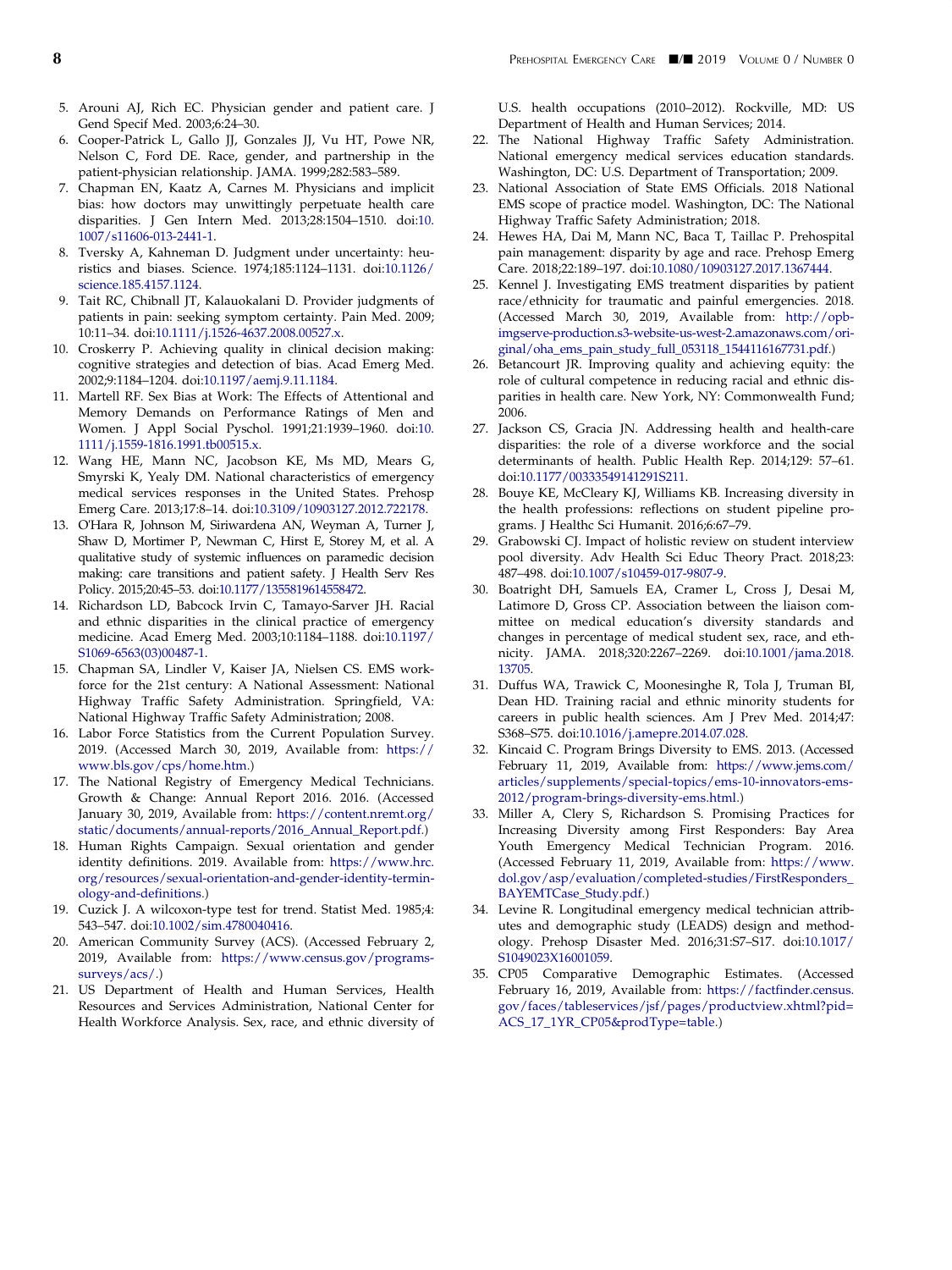5. Arouni AJ, Rich EC. Physician gender and patient care. J Gend Specif Med. 2003;6:24–30.
6. Cooper-Patrick L, Gallo JJ, Gonzales JJ, Vu HT, Powe NR, Nelson C, Ford DE. Race, gender, and partnership in the patient-physician relationship. JAMA. 1999;282:583–589.
7. Chapman EN, Kaatz A, Carnes M. Physicians and implicit bias: how doctors may unwittingly perpetuate health care disparities. J Gen Intern Med. 2013;28:1504–1510. doi:10.1007/s11606-013-2441-1.
8. Tversky A, Kahneman D. Judgment under uncertainty: heuristics and biases. Science. 1974;185:1124–1131. doi:10.1126/science.185.4157.1124.
9. Tait RC, Chibnall JT, Kalauokalani D. Provider judgments of patients in pain: seeking symptom certainty. Pain Med. 2009;10:11–34. doi:10.1111/j.1526-4637.2008.00527.x.
10. Croskerry P. Achieving quality in clinical decision making: cognitive strategies and detection of bias. Acad Emerg Med. 2002;9:1184–1204. doi:10.1197/aemj.9.11.1184.
11. Martell RF. Sex Bias at Work: The Effects of Attentional and Memory Demands on Performance Ratings of Men and Women. J Appl Social Pyschol. 1991;21:1939–1960. doi:10.1111/j.1559-1816.1991.tb00515.x.
12. Wang HE, Mann NC, Jacobson KE, Ms MD, Mears G, Smyrski K, Yealy DM. National characteristics of emergency medical services responses in the United States. Prehosp Emerg Care. 2013;17:8–14. doi:10.3109/10903127.2012.722178.
13. O'Hara R, Johnson M, Siriwardena AN, Weyman A, Turner J, Shaw D, Mortimer P, Newman C, Hirst E, Storey M, et al. A qualitative study of systemic influences on paramedic decision making: care transitions and patient safety. J Health Serv Res Policy. 2015;20:45–53. doi:10.1177/1355819614558472.
14. Richardson LD, Babcock Irvin C, Tamayo-Sarver JH. Racial and ethnic disparities in the clinical practice of emergency medicine. Acad Emerg Med. 2003;10:1184–1188. doi:10.1197/S1069-6563(03)00487-1.
15. Chapman SA, Lindler V, Kaiser JA, Nielsen CS. EMS workforce for the 21st century: A National Assessment: National Highway Traffic Safety Administration. Springfield, VA: National Highway Traffic Safety Administration; 2008.
16. Labor Force Statistics from the Current Population Survey. 2019. (Accessed March 30, 2019, Available from: https://www.bls.gov/cps/home.htm.)
17. The National Registry of Emergency Medical Technicians. Growth & Change: Annual Report 2016. 2016. (Accessed January 30, 2019, Available from: https://content.nremt.org/static/documents/annual-reports/2016_Annual_Report.pdf.)
18. Human Rights Campaign. Sexual orientation and gender identity definitions. 2019. Available from: https://www.hrc.org/resources/sexual-orientation-and-gender-identity-terminology-and-definitions.)
19. Cuzick J. A wilcoxon-type test for trend. Statist Med. 1985;4:543–547. doi:10.1002/sim.4780040416.
20. American Community Survey (ACS). (Accessed February 2, 2019, Available from: https://www.census.gov/programs-surveys/acs/.)
21. US Department of Health and Human Services, Health Resources and Services Administration, National Center for Health Workforce Analysis. Sex, race, and ethnic diversity of U.S. health occupations (2010–2012). Rockville, MD: US Department of Health and Human Services; 2014.
22. The National Highway Traffic Safety Administration. National emergency medical services education standards. Washington, DC: U.S. Department of Transportation; 2009.
23. National Association of State EMS Officials. 2018 National EMS scope of practice model. Washington, DC: The National Highway Traffic Safety Administration; 2018.
24. Hewes HA, Dai M, Mann NC, Baca T, Taillac P. Prehospital pain management: disparity by age and race. Prehosp Emerg Care. 2018;22:189–197. doi:10.1080/10903127.2017.1367444.
25. Kennel J. Investigating EMS treatment disparities by patient race/ethnicity for traumatic and painful emergencies. 2018. (Accessed March 30, 2019, Available from: http://opb-imgserve-production.s3-website-us-west-2.amazonaws.com/original/oha_ems_pain_study_full_053118_1544116167731.pdf.)
26. Betancourt JR. Improving quality and achieving equity: the role of cultural competence in reducing racial and ethnic disparities in health care. New York, NY: Commonwealth Fund; 2006.
27. Jackson CS, Gracia JN. Addressing health and health-care disparities: the role of a diverse workforce and the social determinants of health. Public Health Rep. 2014;129: 57–61. doi:10.1177/00333549141291S211.
28. Bouye KE, McCleary KJ, Williams KB. Increasing diversity in the health professions: reflections on student pipeline programs. J Healthc Sci Humanit. 2016;6:67–79.
29. Grabowski CJ. Impact of holistic review on student interview pool diversity. Adv Health Sci Educ Theory Pract. 2018;23: 487–498. doi:10.1007/s10459-017-9807-9.
30. Boatright DH, Samuels EA, Cramer L, Cross J, Desai M, Latimore D, Gross CP. Association between the liaison committee on medical education's diversity standards and changes in percentage of medical student sex, race, and ethnicity. JAMA. 2018;320:2267–2269. doi:10.1001/jama.2018.13705.
31. Duffus WA, Trawick C, Moonesinghe R, Tola J, Truman BI, Dean HD. Training racial and ethnic minority students for careers in public health sciences. Am J Prev Med. 2014;47: S368–S75. doi:10.1016/j.amepre.2014.07.028.
32. Kincaid C. Program Brings Diversity to EMS. 2013. (Accessed February 11, 2019, Available from: https://www.jems.com/articles/supplements/special-topics/ems-10-innovators-ems-2012/program-brings-diversity-ems.html.)
33. Miller A, Clery S, Richardson S. Promising Practices for Increasing Diversity among First Responders: Bay Area Youth Emergency Medical Technician Program. 2016. (Accessed February 11, 2019, Available from: https://www.dol.gov/asp/evaluation/completed-studies/FirstResponders_BAYEMTCase_Study.pdf.)
34. Levine R. Longitudinal emergency medical technician attributes and demographic study (LEADS) design and methodology. Prehosp Disaster Med. 2016;31:S7–S17. doi:10.1017/S1049023X16001059.
35. CP05 Comparative Demographic Estimates. (Accessed February 16, 2019, Available from: https://factfinder.census.gov/faces/tableservices/jsf/pages/productview.xhtml?pid=ACS_17_1YR_CP05&prodType=table.)